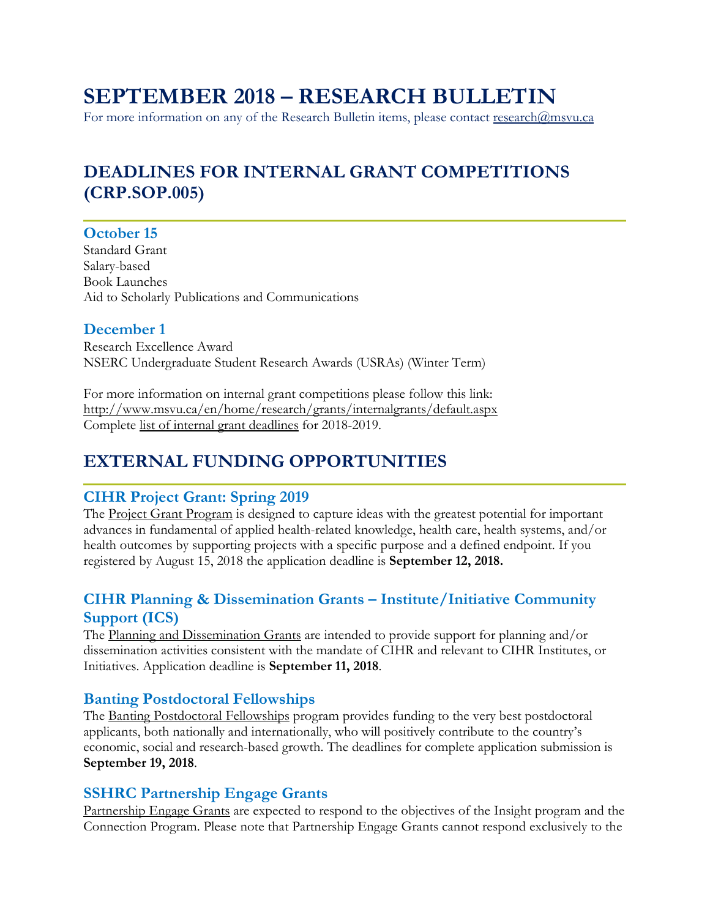# SEPTEMBER 2018 – RESEARCH BULLETIN

For more information on any of the Research Bulletin items, please contact research@msvu.ca

## DEADLINES FOR INTERNAL GRANT COMPETITIONS (CRP.SOP.005)

### October 15

Standard Grant
Salary-based
Book Launches
Aid to Scholarly Publications and Communications

### December 1

Research Excellence Award
NSERC Undergraduate Student Research Awards (USRAs) (Winter Term)

For more information on internal grant competitions please follow this link: http://www.msvu.ca/en/home/research/grants/internalgrants/default.aspx
Complete list of internal grant deadlines for 2018-2019.

## EXTERNAL FUNDING OPPORTUNITIES

### CIHR Project Grant: Spring 2019

The Project Grant Program is designed to capture ideas with the greatest potential for important advances in fundamental of applied health-related knowledge, health care, health systems, and/or health outcomes by supporting projects with a specific purpose and a defined endpoint. If you registered by August 15, 2018 the application deadline is **September 12, 2018.**

### CIHR Planning & Dissemination Grants – Institute/Initiative Community Support (ICS)

The Planning and Dissemination Grants are intended to provide support for planning and/or dissemination activities consistent with the mandate of CIHR and relevant to CIHR Institutes, or Initiatives. Application deadline is **September 11, 2018**.

### Banting Postdoctoral Fellowships

The Banting Postdoctoral Fellowships program provides funding to the very best postdoctoral applicants, both nationally and internationally, who will positively contribute to the country's economic, social and research-based growth. The deadlines for complete application submission is **September 19, 2018**.

### SSHRC Partnership Engage Grants

Partnership Engage Grants are expected to respond to the objectives of the Insight program and the Connection Program. Please note that Partnership Engage Grants cannot respond exclusively to the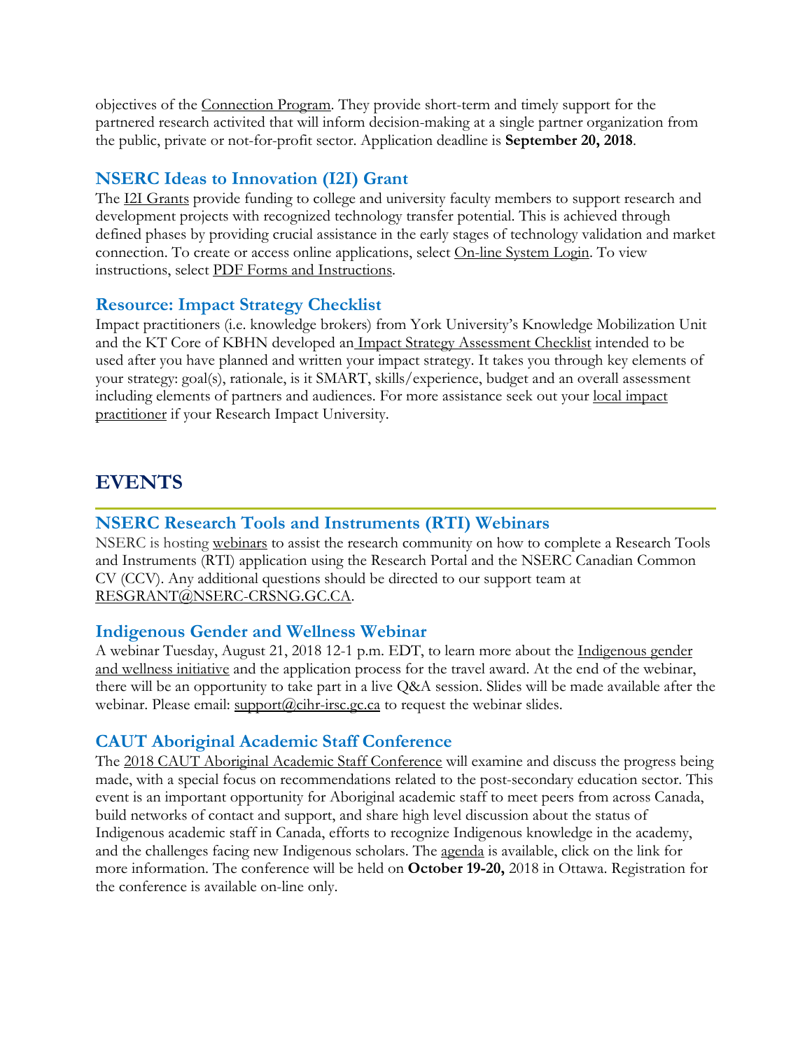objectives of the Connection Program. They provide short-term and timely support for the partnered research activited that will inform decision-making at a single partner organization from the public, private or not-for-profit sector. Application deadline is **September 20, 2018**.

### NSERC Ideas to Innovation (I2I) Grant

The I2I Grants provide funding to college and university faculty members to support research and development projects with recognized technology transfer potential. This is achieved through defined phases by providing crucial assistance in the early stages of technology validation and market connection. To create or access online applications, select On-line System Login. To view instructions, select PDF Forms and Instructions.

### Resource: Impact Strategy Checklist

Impact practitioners (i.e. knowledge brokers) from York University's Knowledge Mobilization Unit and the KT Core of KBHN developed an Impact Strategy Assessment Checklist intended to be used after you have planned and written your impact strategy. It takes you through key elements of your strategy: goal(s), rationale, is it SMART, skills/experience, budget and an overall assessment including elements of partners and audiences. For more assistance seek out your local impact practitioner if your Research Impact University.

## EVENTS

### NSERC Research Tools and Instruments (RTI) Webinars

NSERC is hosting webinars to assist the research community on how to complete a Research Tools and Instruments (RTI) application using the Research Portal and the NSERC Canadian Common CV (CCV). Any additional questions should be directed to our support team at RESGRANT@NSERC-CRSNG.GC.CA.

### Indigenous Gender and Wellness Webinar

A webinar Tuesday, August 21, 2018 12-1 p.m. EDT, to learn more about the Indigenous gender and wellness initiative and the application process for the travel award. At the end of the webinar, there will be an opportunity to take part in a live Q&A session. Slides will be made available after the webinar. Please email: support@cihr-irsc.gc.ca to request the webinar slides.

### CAUT Aboriginal Academic Staff Conference

The 2018 CAUT Aboriginal Academic Staff Conference will examine and discuss the progress being made, with a special focus on recommendations related to the post-secondary education sector. This event is an important opportunity for Aboriginal academic staff to meet peers from across Canada, build networks of contact and support, and share high level discussion about the status of Indigenous academic staff in Canada, efforts to recognize Indigenous knowledge in the academy, and the challenges facing new Indigenous scholars. The agenda is available, click on the link for more information. The conference will be held on **October 19-20,** 2018 in Ottawa. Registration for the conference is available on-line only.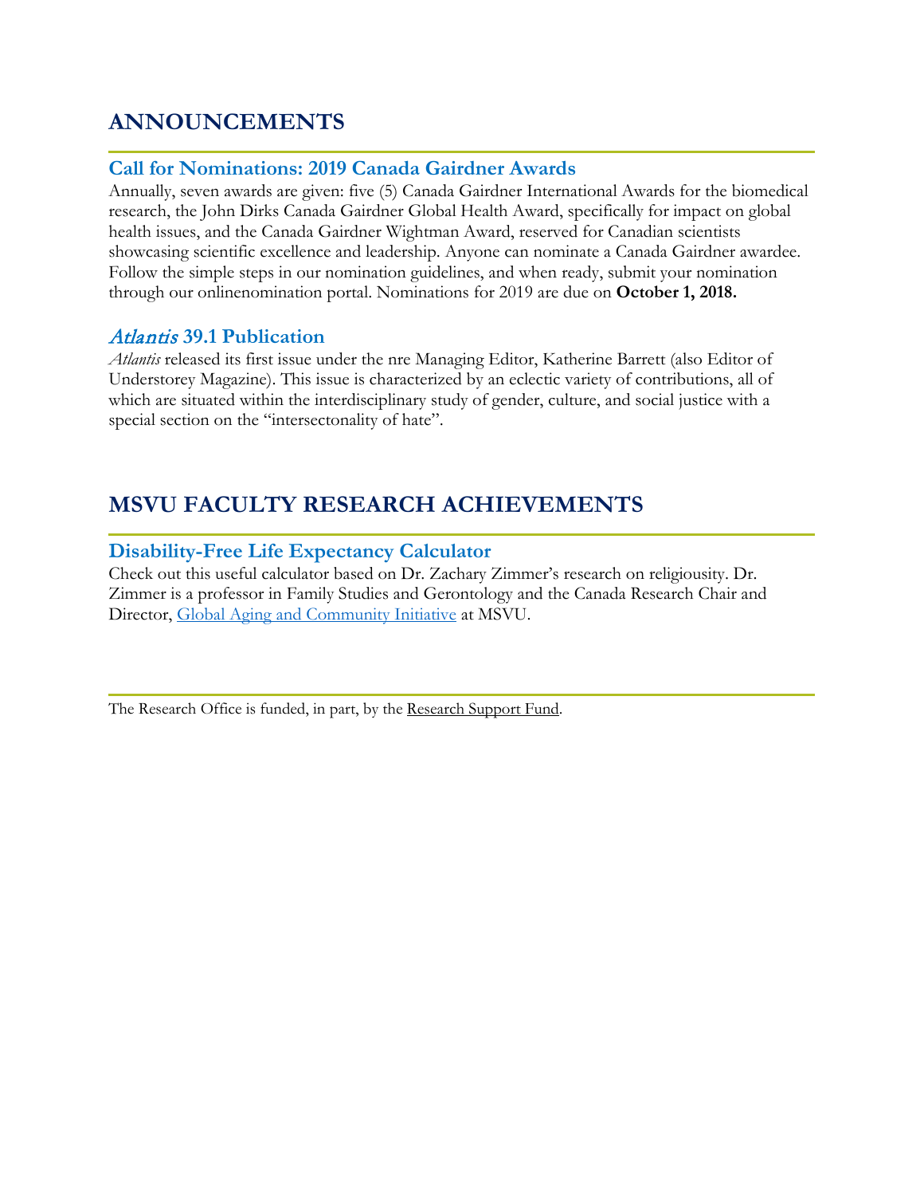## ANNOUNCEMENTS

### Call for Nominations: 2019 Canada Gairdner Awards

Annually, seven awards are given: five (5) Canada Gairdner International Awards for the biomedical research, the John Dirks Canada Gairdner Global Health Award, specifically for impact on global health issues, and the Canada Gairdner Wightman Award, reserved for Canadian scientists showcasing scientific excellence and leadership. Anyone can nominate a Canada Gairdner awardee. Follow the simple steps in our nomination guidelines, and when ready, submit your nomination through our onlinenomination portal. Nominations for 2019 are due on **October 1, 2018.**

### *Atlantis* 39.1 Publication

*Atlantis* released its first issue under the nre Managing Editor, Katherine Barrett (also Editor of Understorey Magazine). This issue is characterized by an eclectic variety of contributions, all of which are situated within the interdisciplinary study of gender, culture, and social justice with a special section on the "intersectonality of hate".

## MSVU FACULTY RESEARCH ACHIEVEMENTS

### Disability-Free Life Expectancy Calculator

Check out this useful calculator based on Dr. Zachary Zimmer's research on religiousity. Dr. Zimmer is a professor in Family Studies and Gerontology and the Canada Research Chair and Director, Global Aging and Community Initiative at MSVU.

The Research Office is funded, in part, by the Research Support Fund.